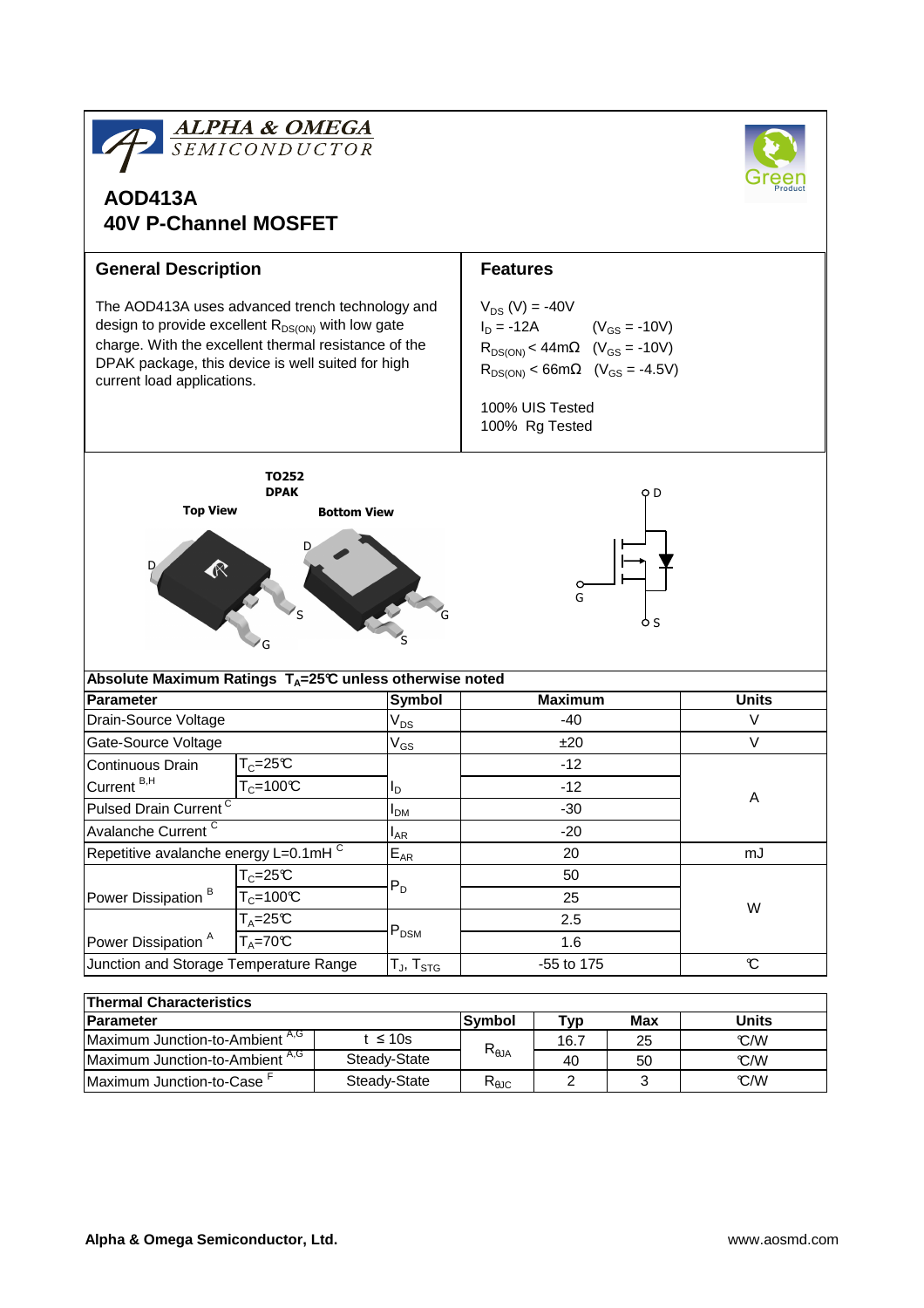# AOD413A
## 40V P-Channel MOSFET

### General Description

The AOD413A uses advanced trench technology and design to provide excellent $R_{DS(ON)}$ with low gate charge. With the excellent thermal resistance of the DPAK package, this device is well suited for high current load applications.

### Features

$V_{DS}$ (V) = -40V
$I_D$ = -12A (${V_{GS}}$ = -10V)
$R_{DS(ON)}$ < 44mΩ ($V_{GS}$ = -10V)
$R_{DS(ON)}$ < 66mΩ ($V_{GS}$ = -4.5V)

100% UIS Tested
100% Rg Tested

TO252
DPAK

Top View    Bottom View

D G S    D S G

D G S

**Absolute Maximum Ratings $T_A$=25℃ unless otherwise noted**

| Parameter | | Symbol | Maximum | Units |
|---|---|---|---|---|
| Drain-Source Voltage | | $V_{DS}$ | -40 | V |
| Gate-Source Voltage | | $V_{GS}$ | ±20 | V |
| Continuous Drain Current [B,H] | $T_C$=25℃ | $I_D$ | -12 | A |
| | $T_C$=100℃ | | -12 | |
| Pulsed Drain Current [C] | | $I_{DM}$ | -30 | |
| Avalanche Current [C] | | $I_{AR}$ | -20 | |
| Repetitive avalanche energy L=0.1mH [C] | | $E_{AR}$ | 20 | mJ |
| Power Dissipation [B] | $T_C$=25℃ | $P_D$ | 50 | W |
| | $T_C$=100℃ | | 25 | |
| Power Dissipation [A] | $T_A$=25℃ | $P_{DSM}$ | 2.5 | |
| | $T_A$=70℃ | | 1.6 | |
| Junction and Storage Temperature Range | | $T_J$, $T_{STG}$ | -55 to 175 | ℃ |

**Thermal Characteristics**

| Parameter | | Symbol | Typ | Max | Units |
|---|---|---|---|---|---|
| Maximum Junction-to-Ambient [A,G] | t ≤ 10s | $R_{\theta JA}$ | 16.7 | 25 | ℃/W |
| Maximum Junction-to-Ambient [A,G] | Steady-State | | 40 | 50 | ℃/W |
| Maximum Junction-to-Case [F] | Steady-State | $R_{\theta JC}$ | 2 | 3 | ℃/W |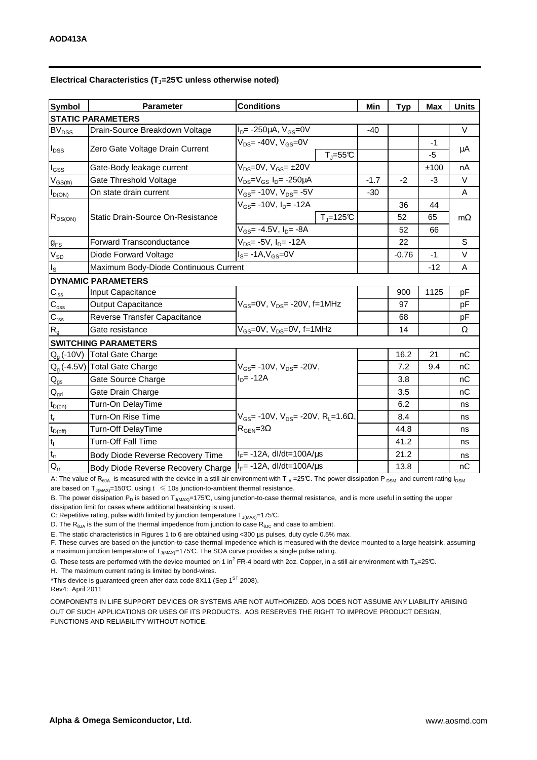**AOD413A**

**Electrical Characteristics ($T_J$=25°C unless otherwise noted)**

| Symbol | Parameter | Conditions | | Min | Typ | Max | Units |
|---|---|---|---|---|---|---|---|
| **STATIC PARAMETERS** | | | | | | | |
| $BV_{DSS}$ | Drain-Source Breakdown Voltage | $I_D$= -250µA, $V_{GS}$=0V | | -40 | | | V |
| $I_{DSS}$ | Zero Gate Voltage Drain Current | $V_{DS}$= -40V, $V_{GS}$=0V | | | | -1 | µA |
| | | | $T_J$=55°C | | | -5 | |
| $I_{GSS}$ | Gate-Body leakage current | $V_{DS}$=0V, $V_{GS}$= ±20V | | | | ±100 | nA |
| $V_{GS(th)}$ | Gate Threshold Voltage | $V_{DS}$=$V_{GS}$ $I_D$= -250µA | | -1.7 | -2 | -3 | V |
| $I_{D(ON)}$ | On state drain current | $V_{GS}$= -10V, $V_{DS}$= -5V | | -30 | | | A |
| $R_{DS(ON)}$ | Static Drain-Source On-Resistance | $V_{GS}$= -10V, $I_D$= -12A | | | 36 | 44 | mΩ |
| | | | $T_J$=125°C | | 52 | 65 | |
| | | $V_{GS}$= -4.5V, $I_D$= -8A | | | 52 | 66 | |
| $g_{FS}$ | Forward Transconductance | $V_{DS}$= -5V, $I_D$= -12A | | | 22 | | S |
| $V_{SD}$ | Diode Forward Voltage | $I_S$= -1A,$V_{GS}$=0V | | | -0.76 | -1 | V |
| $I_S$ | Maximum Body-Diode Continuous Current | | | | | -12 | A |
| **DYNAMIC PARAMETERS** | | | | | | | |
| $C_{iss}$ | Input Capacitance | $V_{GS}$=0V, $V_{DS}$= -20V, f=1MHz | | | 900 | 1125 | pF |
| $C_{oss}$ | Output Capacitance | | | | 97 | | pF |
| $C_{rss}$ | Reverse Transfer Capacitance | | | | 68 | | pF |
| $R_g$ | Gate resistance | $V_{GS}$=0V, $V_{DS}$=0V, f=1MHz | | | 14 | | Ω |
| **SWITCHING PARAMETERS** | | | | | | | |
| $Q_g$ (-10V) | Total Gate Charge | $V_{GS}$= -10V, $V_{DS}$= -20V, $I_D$= -12A | | | 16.2 | 21 | nC |
| $Q_g$ (-4.5V) | Total Gate Charge | | | | 7.2 | 9.4 | nC |
| $Q_{gs}$ | Gate Source Charge | | | | 3.8 | | nC |
| $Q_{gd}$ | Gate Drain Charge | | | | 3.5 | | nC |
| $t_{D(on)}$ | Turn-On DelayTime | $V_{GS}$= -10V, $V_{DS}$= -20V, $R_L$=1.6Ω, $R_{GEN}$=3Ω | | | 6.2 | | ns |
| $t_r$ | Turn-On Rise Time | | | | 8.4 | | ns |
| $t_{D(off)}$ | Turn-Off DelayTime | | | | 44.8 | | ns |
| $t_f$ | Turn-Off Fall Time | | | | 41.2 | | ns |
| $t_{rr}$ | Body Diode Reverse Recovery Time | $I_F$= -12A, dI/dt=100A/µs | | | 21.2 | | ns |
| $Q_{rr}$ | Body Diode Reverse Recovery Charge | $I_F$= -12A, dI/dt=100A/µs | | | 13.8 | | nC |

A: The value of $R_{\theta JA}$ is measured with the device in a still air environment with $T_A$ =25°C. The power dissipation $P_{DSM}$ and current rating $I_{DSM}$ are based on $T_{J(MAX)}$=150°C, using t ≤ 10s junction-to-ambient thermal resistance.

B. The power dissipation $P_D$ is based on $T_{J(MAX)}$=175°C, using junction-to-case thermal resistance, and is more useful in setting the upper dissipation limit for cases where additional heatsinking is used.

C: Repetitive rating, pulse width limited by junction temperature $T_{J(MAX)}$=175°C.

D. The $R_{\theta JA}$ is the sum of the thermal impedence from junction to case $R_{\theta JC}$ and case to ambient.

E. The static characteristics in Figures 1 to 6 are obtained using <300 µs pulses, duty cycle 0.5% max.

F. These curves are based on the junction-to-case thermal impedence which is measured with the device mounted to a large heatsink, assuming a maximum junction temperature of $T_{J(MAX)}$=175°C. The SOA curve provides a single pulse rating.

G. These tests are performed with the device mounted on 1 in$^2$ FR-4 board with 2oz. Copper, in a still air environment with $T_A$=25°C.

H. The maximum current rating is limited by bond-wires.

*This device is guaranteed green after data code 8X11 (Sep 1[ST] 2008).

Rev4: April 2011

COMPONENTS IN LIFE SUPPORT DEVICES OR SYSTEMS ARE NOT AUTHORIZED. AOS DOES NOT ASSUME ANY LIABILITY ARISING OUT OF SUCH APPLICATIONS OR USES OF ITS PRODUCTS. AOS RESERVES THE RIGHT TO IMPROVE PRODUCT DESIGN, FUNCTIONS AND RELIABILITY WITHOUT NOTICE.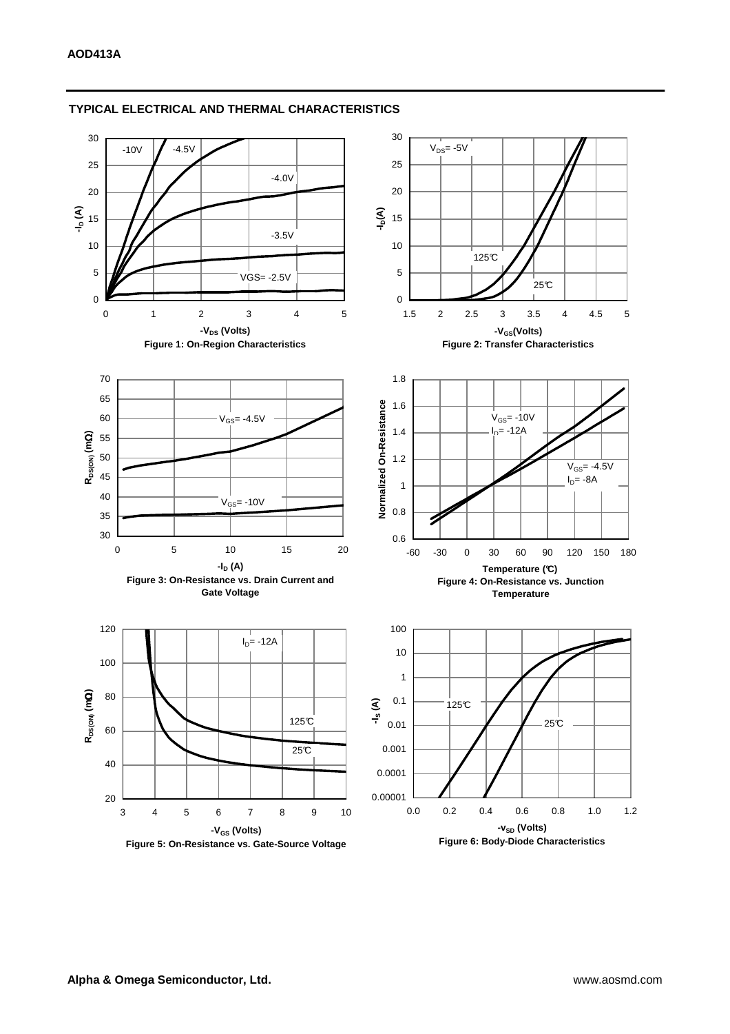## TYPICAL ELECTRICAL AND THERMAL CHARACTERISTICS

Figure 1: On-Region Characteristics

Figure 2: Transfer Characteristics

Figure 3: On-Resistance vs. Drain Current and Gate Voltage

Figure 4: On-Resistance vs. Junction Temperature

Figure 5: On-Resistance vs. Gate-Source Voltage

Figure 6: Body-Diode Characteristics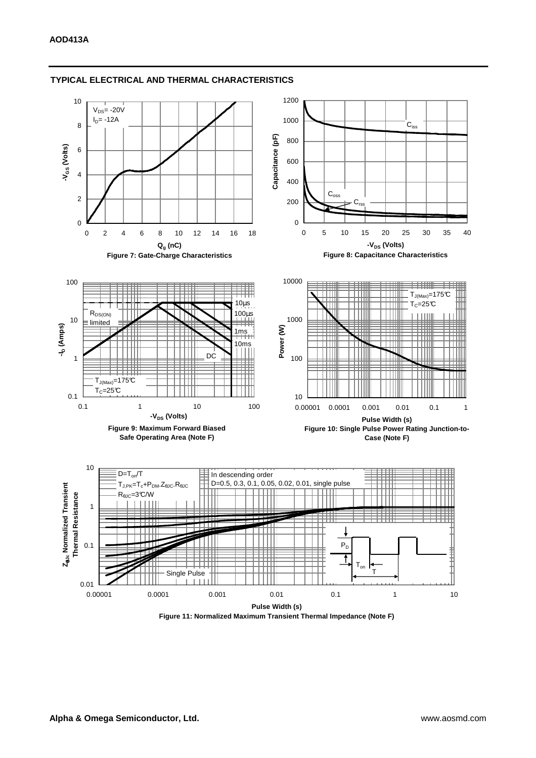## TYPICAL ELECTRICAL AND THERMAL CHARACTERISTICS

$V_{DS}$= -20V
$I_D$= -12A

$-V_{GS}$ (Volts)

$Q_g$ (nC)

**Figure 7: Gate-Charge Characteristics**

$C_{iss}$
$C_{oss}$
$C_{rss}$

Capacitance (pF)

$-V_{DS}$ (Volts)

**Figure 8: Capacitance Characteristics**

$R_{DS(ON)}$ limited

10µs
100µs
1ms
10ms
DC

$T_{J(Max)}$=175°C
$T_C$=25°C

$-I_D$ (Amps)

$-V_{DS}$ (Volts)

**Figure 9: Maximum Forward Biased Safe Operating Area (Note F)**

$T_{J(Max)}$=175°C
$T_C$=25°C

Power (W)

Pulse Width (s)

**Figure 10: Single Pulse Power Rating Junction-to-Case (Note F)**

$D=T_{on}/T$
$T_{J,PK}=T_c+P_{DM}.Z_{\theta JC}.R_{\theta JC}$
$R_{\theta JC}$=3°C/W

In descending order
D=0.5, 0.3, 0.1, 0.05, 0.02, 0.01, single pulse

Single Pulse

$P_D$
$T_{on}$
T

$Z_{\theta Jc}$ Normalized Transient Thermal Resistance

Pulse Width (s)

**Figure 11: Normalized Maximum Transient Thermal Impedance (Note F)**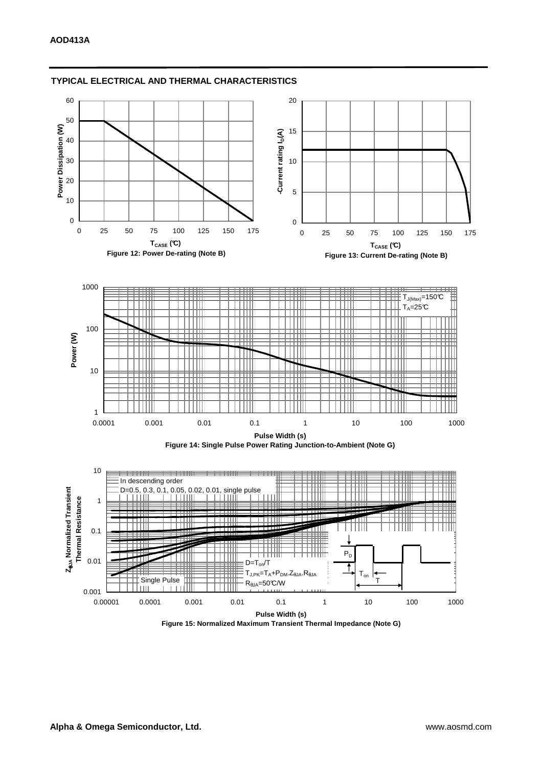## TYPICAL ELECTRICAL AND THERMAL CHARACTERISTICS

Power Dissipation (W)

$T_{CASE}$ (°C)

**Figure 12: Power De-rating (Note B)**

-Current rating $I_D$(A)

$T_{CASE}$ (°C)

**Figure 13: Current De-rating (Note B)**

$T_{J(Max)}$=150°C
$T_A$=25°C

Power (W)

Pulse Width (s)

**Figure 14: Single Pulse Power Rating Junction-to-Ambient (Note G)**

In descending order
D=0.5, 0.3, 0.1, 0.05, 0.02, 0.01, single pulse

$Z_{\theta JA}$ Normalized Transient Thermal Resistance

$D=T_{on}/T$
$T_{J,PK}=T_A+P_{DM}.Z_{\theta JA}.R_{\theta JA}$
$R_{\theta JA}$=50°C/W

Single Pulse

$P_D$ $T_{on}$ $T$

Pulse Width (s)

**Figure 15: Normalized Maximum Transient Thermal Impedance (Note G)**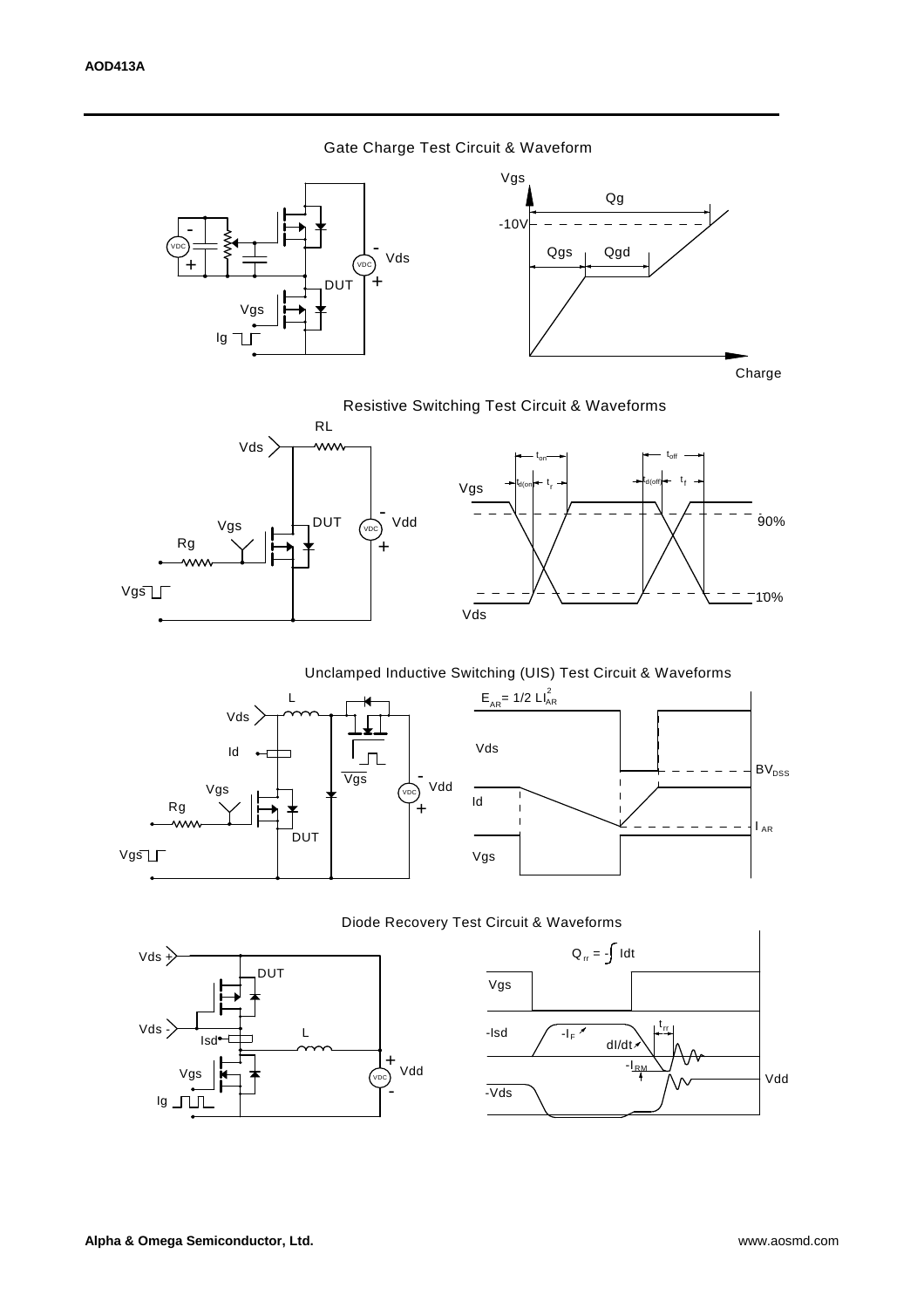## Gate Charge Test Circuit & Waveform

VDC

Vds

DUT

Vgs

Ig

Vgs

Qg

-10V

Qgs

Qgd

Charge

## Resistive Switching Test Circuit & Waveforms

RL

Vds

Vgs

DUT

VDC

Vdd

Rg

Vgs

$t_{on}$

$t_{off}$

$t_{d(on)}$

$t_r$

$t_{d(off)}$

$t_f$

90%

10%

## Unclamped Inductive Switching (UIS) Test Circuit & Waveforms

L

Vds

Id

Vgs

Rg

DUT

VDC

Vdd

$E_{AR} = 1/2\ LI_{AR}^2$

$BV_{DSS}$

$I_{AR}$

## Diode Recovery Test Circuit & Waveforms

Vds +

DUT

Vds -

Isd

L

Vgs

Ig

VDC

Vdd

$Q_{rr} = -\int Idt$

-Isd

$-I_F$

dI/dt

$t_{rr}$

$-I_{RM}$

-Vds